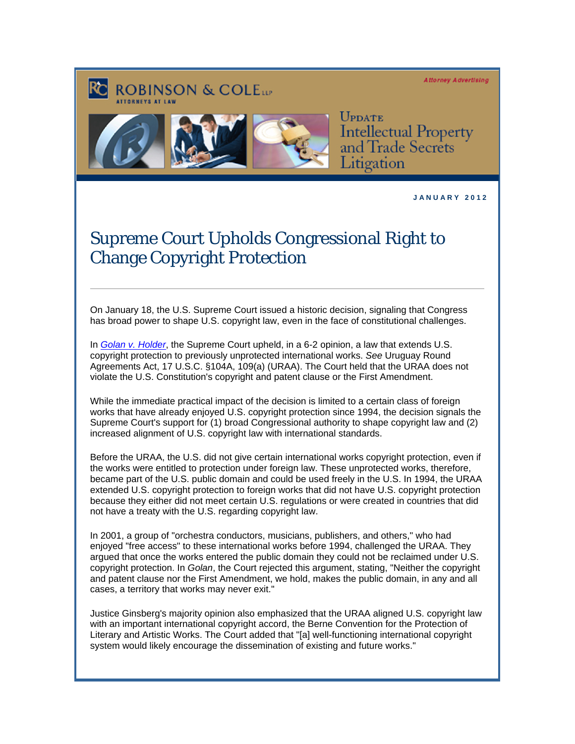ROBINSON & COLE LLP
ATTORNEYS AT LAW

Attorney Advertising

UPDATE
Intellectual Property and Trade Secrets Litigation

JANUARY 2012

# Supreme Court Upholds Congressional Right to Change Copyright Protection

On January 18, the U.S. Supreme Court issued a historic decision, signaling that Congress has broad power to shape U.S. copyright law, even in the face of constitutional challenges.

In *Golan v. Holder*, the Supreme Court upheld, in a 6-2 opinion, a law that extends U.S. copyright protection to previously unprotected international works. *See* Uruguay Round Agreements Act, 17 U.S.C. §104A, 109(a) (URAA). The Court held that the URAA does not violate the U.S. Constitution's copyright and patent clause or the First Amendment.

While the immediate practical impact of the decision is limited to a certain class of foreign works that have already enjoyed U.S. copyright protection since 1994, the decision signals the Supreme Court's support for (1) broad Congressional authority to shape copyright law and (2) increased alignment of U.S. copyright law with international standards.

Before the URAA, the U.S. did not give certain international works copyright protection, even if the works were entitled to protection under foreign law. These unprotected works, therefore, became part of the U.S. public domain and could be used freely in the U.S. In 1994, the URAA extended U.S. copyright protection to foreign works that did not have U.S. copyright protection because they either did not meet certain U.S. regulations or were created in countries that did not have a treaty with the U.S. regarding copyright law.

In 2001, a group of "orchestra conductors, musicians, publishers, and others," who had enjoyed "free access" to these international works before 1994, challenged the URAA. They argued that once the works entered the public domain they could not be reclaimed under U.S. copyright protection. In *Golan*, the Court rejected this argument, stating, "Neither the copyright and patent clause nor the First Amendment, we hold, makes the public domain, in any and all cases, a territory that works may never exit."

Justice Ginsberg's majority opinion also emphasized that the URAA aligned U.S. copyright law with an important international copyright accord, the Berne Convention for the Protection of Literary and Artistic Works. The Court added that "[a] well-functioning international copyright system would likely encourage the dissemination of existing and future works."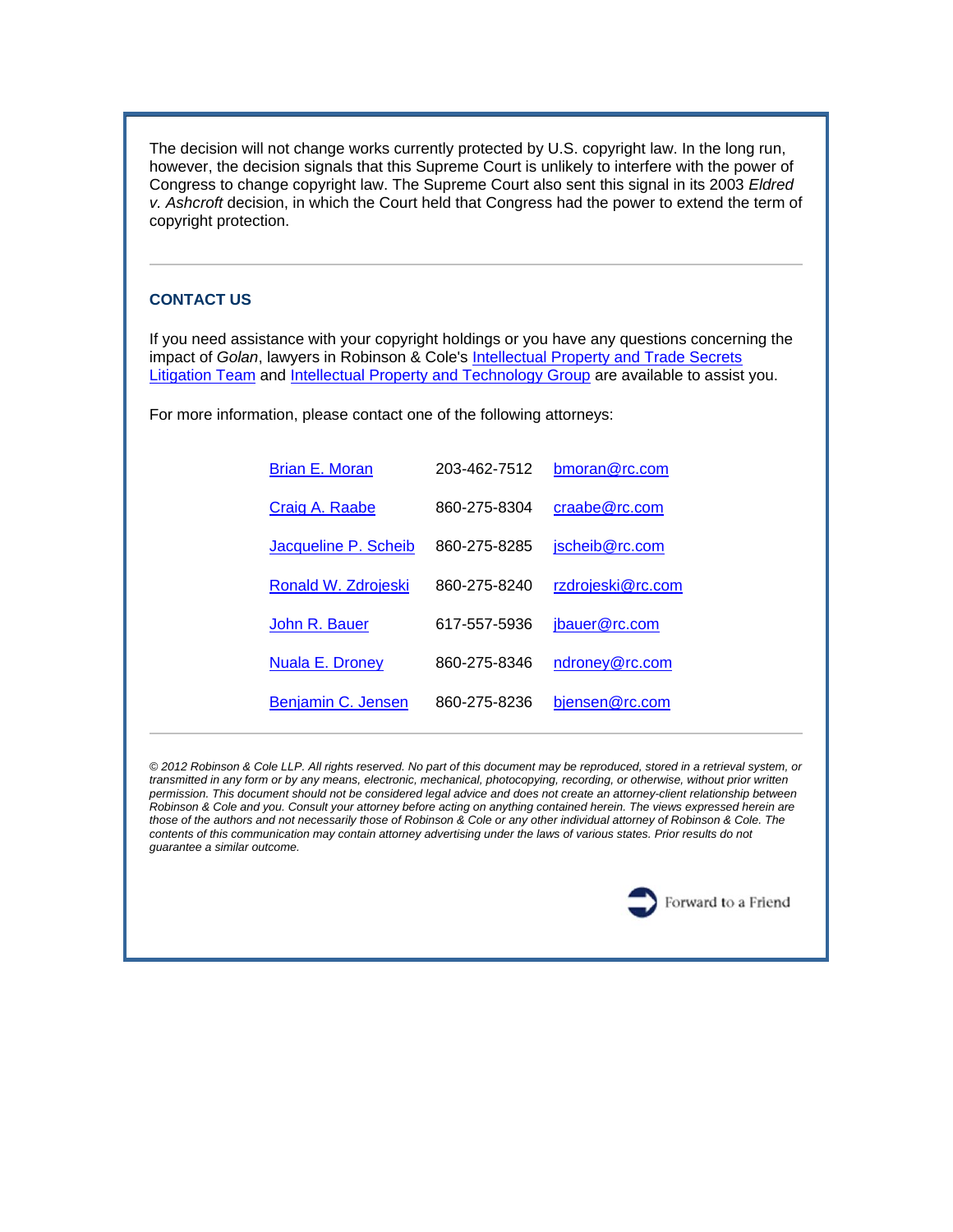The decision will not change works currently protected by U.S. copyright law. In the long run, however, the decision signals that this Supreme Court is unlikely to interfere with the power of Congress to change copyright law. The Supreme Court also sent this signal in its 2003 *Eldred v. Ashcroft* decision, in which the Court held that Congress had the power to extend the term of copyright protection.

---

## CONTACT US

If you need assistance with your copyright holdings or you have any questions concerning the impact of *Golan*, lawyers in Robinson & Cole's Intellectual Property and Trade Secrets Litigation Team and Intellectual Property and Technology Group are available to assist you.

For more information, please contact one of the following attorneys:

| | | |
|---|---|---|
| Brian E. Moran | 203-462-7512 | bmoran@rc.com |
| Craig A. Raabe | 860-275-8304 | craabe@rc.com |
| Jacqueline P. Scheib | 860-275-8285 | jscheib@rc.com |
| Ronald W. Zdrojeski | 860-275-8240 | rzdrojeski@rc.com |
| John R. Bauer | 617-557-5936 | jbauer@rc.com |
| Nuala E. Droney | 860-275-8346 | ndroney@rc.com |
| Benjamin C. Jensen | 860-275-8236 | bjensen@rc.com |

---

*© 2012 Robinson & Cole LLP. All rights reserved. No part of this document may be reproduced, stored in a retrieval system, or transmitted in any form or by any means, electronic, mechanical, photocopying, recording, or otherwise, without prior written permission. This document should not be considered legal advice and does not create an attorney-client relationship between Robinson & Cole and you. Consult your attorney before acting on anything contained herein. The views expressed herein are those of the authors and not necessarily those of Robinson & Cole or any other individual attorney of Robinson & Cole. The contents of this communication may contain attorney advertising under the laws of various states. Prior results do not guarantee a similar outcome.*

Forward to a Friend